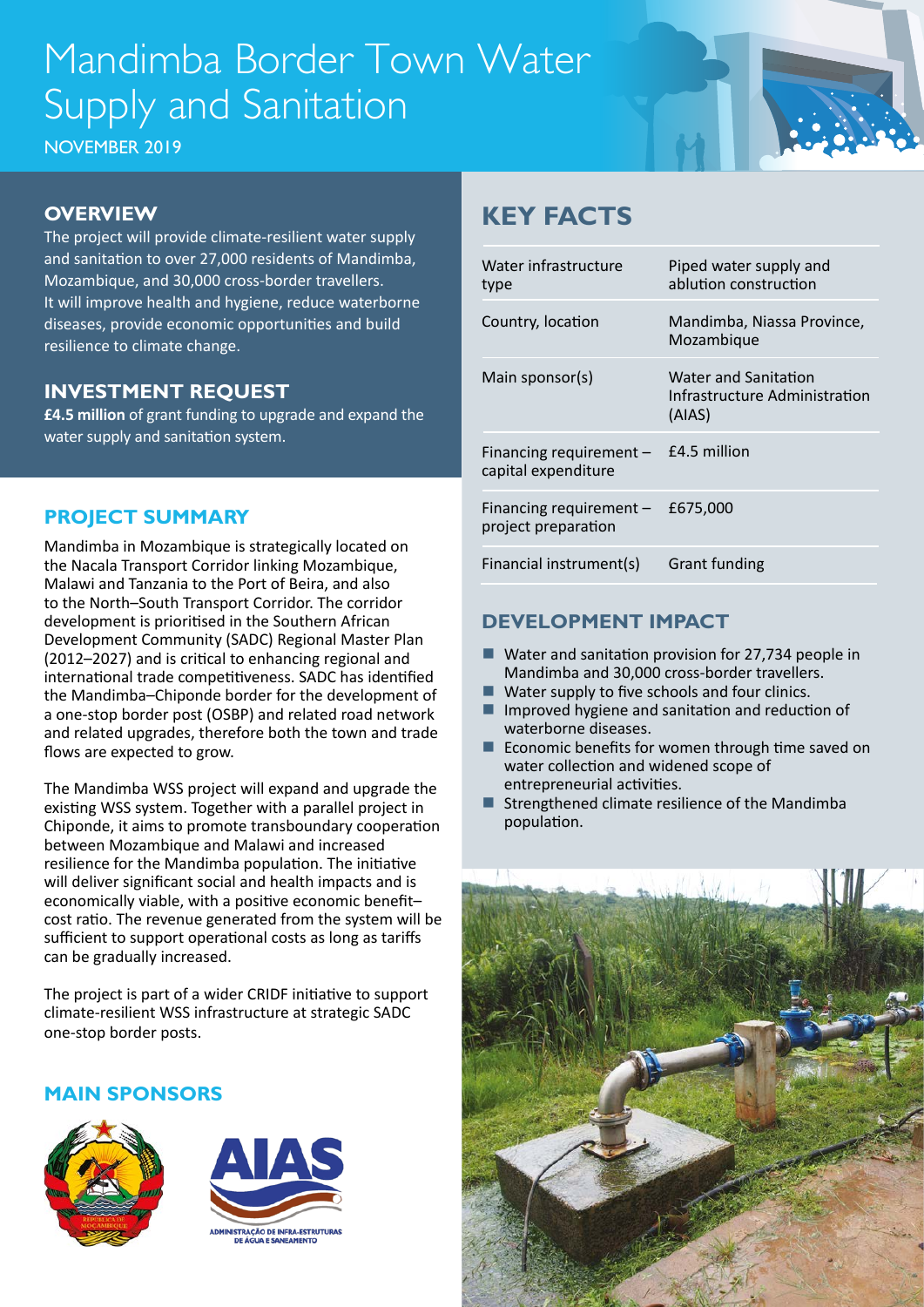# Mandimba Border Town Water Supply and Sanitation

NOVEMBER 2019

## OVERVIEW

The project will provide climate-resilient water supply and sanitation to over 27,000 residents of Mandimba, Mozambique, and 30,000 cross-border travellers. It will improve health and hygiene, reduce waterborne diseases, provide economic opportunities and build resilience to climate change.

## INVESTMENT REQUEST

**£4.5 million** of grant funding to upgrade and expand the water supply and sanitation system.

## PROJECT SUMMARY

Mandimba in Mozambique is strategically located on the Nacala Transport Corridor linking Mozambique, Malawi and Tanzania to the Port of Beira, and also to the North–South Transport Corridor. The corridor development is prioritised in the Southern African Development Community (SADC) Regional Master Plan (2012–2027) and is critical to enhancing regional and international trade competitiveness. SADC has identified the Mandimba–Chiponde border for the development of a one-stop border post (OSBP) and related road network and related upgrades, therefore both the town and trade flows are expected to grow.

The Mandimba WSS project will expand and upgrade the existing WSS system. Together with a parallel project in Chiponde, it aims to promote transboundary cooperation between Mozambique and Malawi and increased resilience for the Mandimba population. The initiative will deliver significant social and health impacts and is economically viable, with a positive economic benefit–cost ratio. The revenue generated from the system will be sufficient to support operational costs as long as tariffs can be gradually increased.

The project is part of a wider CRIDF initiative to support climate-resilient WSS infrastructure at strategic SADC one-stop border posts.

## MAIN SPONSORS

## KEY FACTS

| | |
|---|---|
| Water infrastructure type | Piped water supply and ablution construction |
| Country, location | Mandimba, Niassa Province, Mozambique |
| Main sponsor(s) | Water and Sanitation Infrastructure Administration (AIAS) |
| Financing requirement – capital expenditure | £4.5 million |
| Financing requirement – project preparation | £675,000 |
| Financial instrument(s) | Grant funding |

## DEVELOPMENT IMPACT

- Water and sanitation provision for 27,734 people in Mandimba and 30,000 cross-border travellers.
- Water supply to five schools and four clinics.
- Improved hygiene and sanitation and reduction of waterborne diseases.
- Economic benefits for women through time saved on water collection and widened scope of entrepreneurial activities.
- Strengthened climate resilience of the Mandimba population.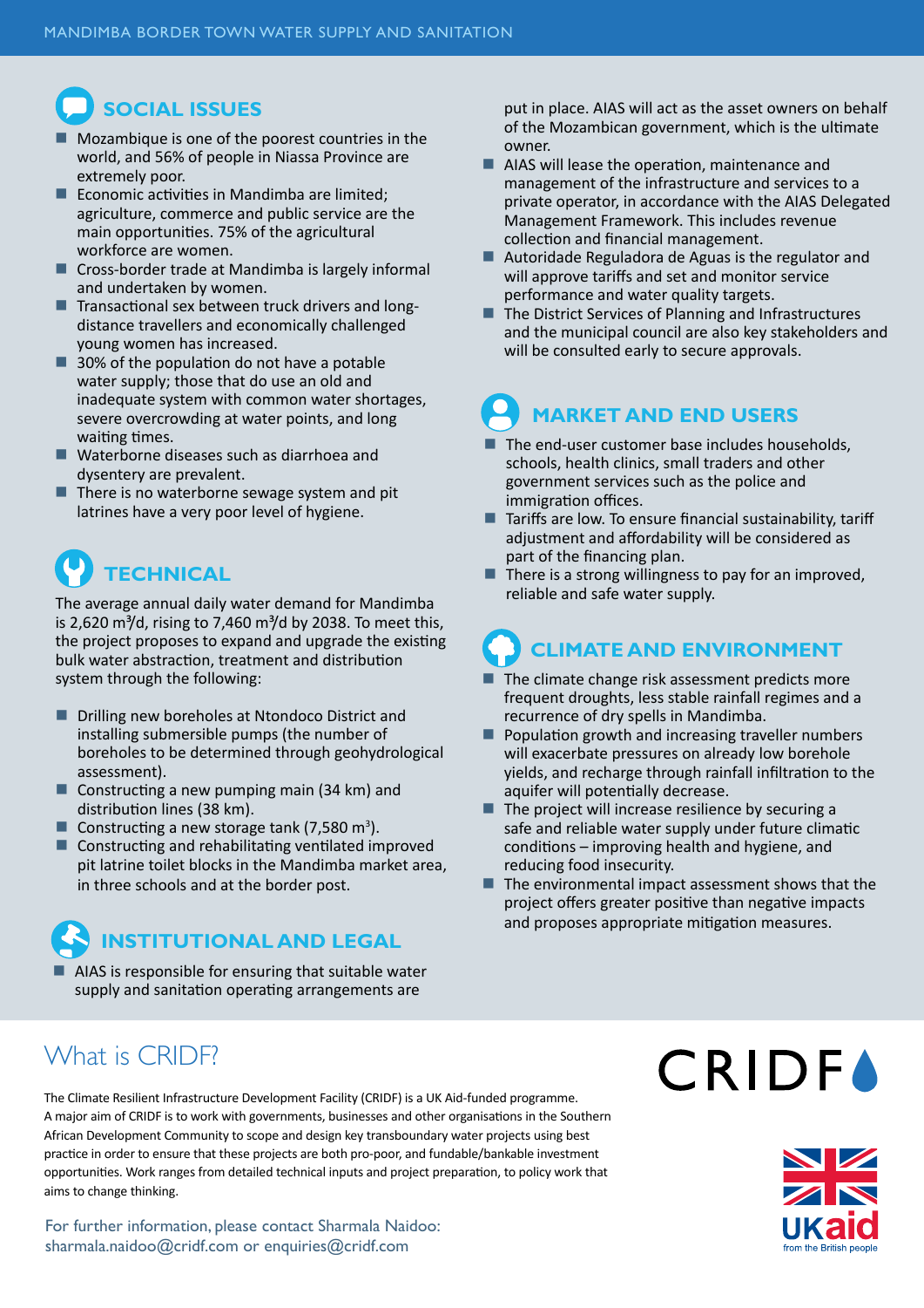## SOCIAL ISSUES

- Mozambique is one of the poorest countries in the world, and 56% of people in Niassa Province are extremely poor.
- Economic activities in Mandimba are limited; agriculture, commerce and public service are the main opportunities. 75% of the agricultural workforce are women.
- Cross-border trade at Mandimba is largely informal and undertaken by women.
- Transactional sex between truck drivers and long-distance travellers and economically challenged young women has increased.
- 30% of the population do not have a potable water supply; those that do use an old and inadequate system with common water shortages, severe overcrowding at water points, and long waiting times.
- Waterborne diseases such as diarrhoea and dysentery are prevalent.
- There is no waterborne sewage system and pit latrines have a very poor level of hygiene.

## TECHNICAL

The average annual daily water demand for Mandimba is 2,620 $m^3/d$, rising to 7,460 $m^3/d$ by 2038. To meet this, the project proposes to expand and upgrade the existing bulk water abstraction, treatment and distribution system through the following:

- Drilling new boreholes at Ntondoco District and installing submersible pumps (the number of boreholes to be determined through geohydrological assessment).
- Constructing a new pumping main (34 km) and distribution lines (38 km).
- Constructing a new storage tank (7,580 $m^3$).
- Constructing and rehabilitating ventilated improved pit latrine toilet blocks in the Mandimba market area, in three schools and at the border post.

## INSTITUTIONAL AND LEGAL

- AIAS is responsible for ensuring that suitable water supply and sanitation operating arrangements are put in place. AIAS will act as the asset owners on behalf of the Mozambican government, which is the ultimate owner.
- AIAS will lease the operation, maintenance and management of the infrastructure and services to a private operator, in accordance with the AIAS Delegated Management Framework. This includes revenue collection and financial management.
- Autoridade Reguladora de Aguas is the regulator and will approve tariffs and set and monitor service performance and water quality targets.
- The District Services of Planning and Infrastructures and the municipal council are also key stakeholders and will be consulted early to secure approvals.

## MARKET AND END USERS

- The end-user customer base includes households, schools, health clinics, small traders and other government services such as the police and immigration offices.
- Tariffs are low. To ensure financial sustainability, tariff adjustment and affordability will be considered as part of the financing plan.
- There is a strong willingness to pay for an improved, reliable and safe water supply.

## CLIMATE AND ENVIRONMENT

- The climate change risk assessment predicts more frequent droughts, less stable rainfall regimes and a recurrence of dry spells in Mandimba.
- Population growth and increasing traveller numbers will exacerbate pressures on already low borehole yields, and recharge through rainfall infiltration to the aquifer will potentially decrease.
- The project will increase resilience by securing a safe and reliable water supply under future climatic conditions – improving health and hygiene, and reducing food insecurity.
- The environmental impact assessment shows that the project offers greater positive than negative impacts and proposes appropriate mitigation measures.

## What is CRIDF?

The Climate Resilient Infrastructure Development Facility (CRIDF) is a UK Aid-funded programme. A major aim of CRIDF is to work with governments, businesses and other organisations in the Southern African Development Community to scope and design key transboundary water projects using best practice in order to ensure that these projects are both pro-poor, and fundable/bankable investment opportunities. Work ranges from detailed technical inputs and project preparation, to policy work that aims to change thinking.

For further information, please contact Sharmala Naidoo:
sharmala.naidoo@cridf.com or enquiries@cridf.com

CRIDF

UKaid from the British people